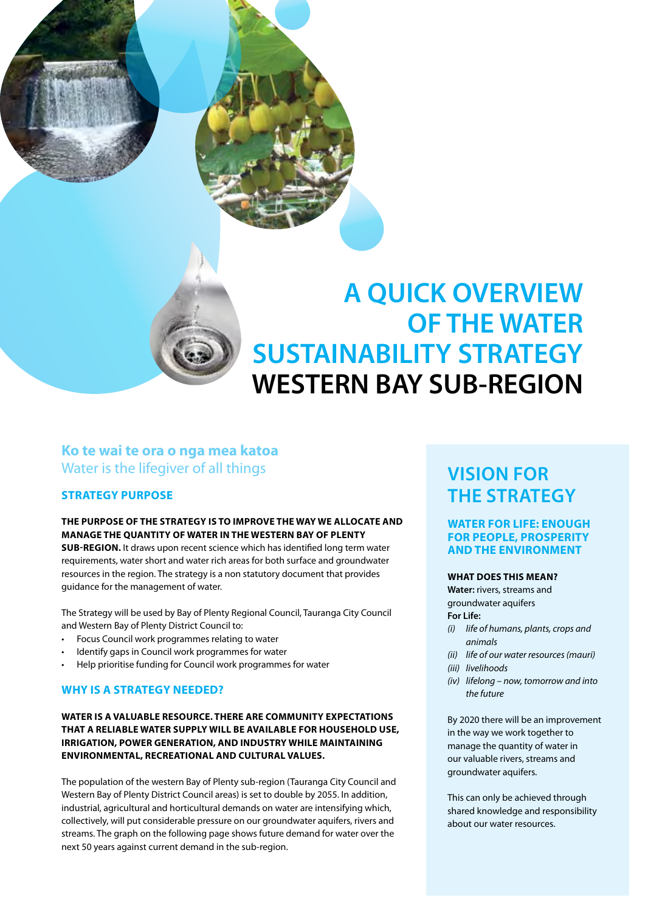# A QUICK OVERVIEW OF THE WATER SUSTAINABILITY STRATEGY WESTERN BAY SUB-REGION

**Ko te wai te ora o nga mea katoa**
Water is the lifegiver of all things

## STRATEGY PURPOSE

**THE PURPOSE OF THE STRATEGY IS TO IMPROVE THE WAY WE ALLOCATE AND MANAGE THE QUANTITY OF WATER IN THE WESTERN BAY OF PLENTY SUB-REGION.** It draws upon recent science which has identified long term water requirements, water short and water rich areas for both surface and groundwater resources in the region. The strategy is a non statutory document that provides guidance for the management of water.

The Strategy will be used by Bay of Plenty Regional Council, Tauranga City Council and Western Bay of Plenty District Council to:

- Focus Council work programmes relating to water
- Identify gaps in Council work programmes for water
- Help prioritise funding for Council work programmes for water

## WHY IS A STRATEGY NEEDED?

**WATER IS A VALUABLE RESOURCE. THERE ARE COMMUNITY EXPECTATIONS THAT A RELIABLE WATER SUPPLY WILL BE AVAILABLE FOR HOUSEHOLD USE, IRRIGATION, POWER GENERATION, AND INDUSTRY WHILE MAINTAINING ENVIRONMENTAL, RECREATIONAL AND CULTURAL VALUES.**

The population of the western Bay of Plenty sub-region (Tauranga City Council and Western Bay of Plenty District Council areas) is set to double by 2055. In addition, industrial, agricultural and horticultural demands on water are intensifying which, collectively, will put considerable pressure on our groundwater aquifers, rivers and streams. The graph on the following page shows future demand for water over the next 50 years against current demand in the sub-region.

## VISION FOR THE STRATEGY

### WATER FOR LIFE: ENOUGH FOR PEOPLE, PROSPERITY AND THE ENVIRONMENT

**WHAT DOES THIS MEAN?**

**Water:** rivers, streams and groundwater aquifers

**For Life:**

*(i) life of humans, plants, crops and animals*
*(ii) life of our water resources (mauri)*
*(iii) livelihoods*
*(iv) lifelong – now, tomorrow and into the future*

By 2020 there will be an improvement in the way we work together to manage the quantity of water in our valuable rivers, streams and groundwater aquifers.

This can only be achieved through shared knowledge and responsibility about our water resources.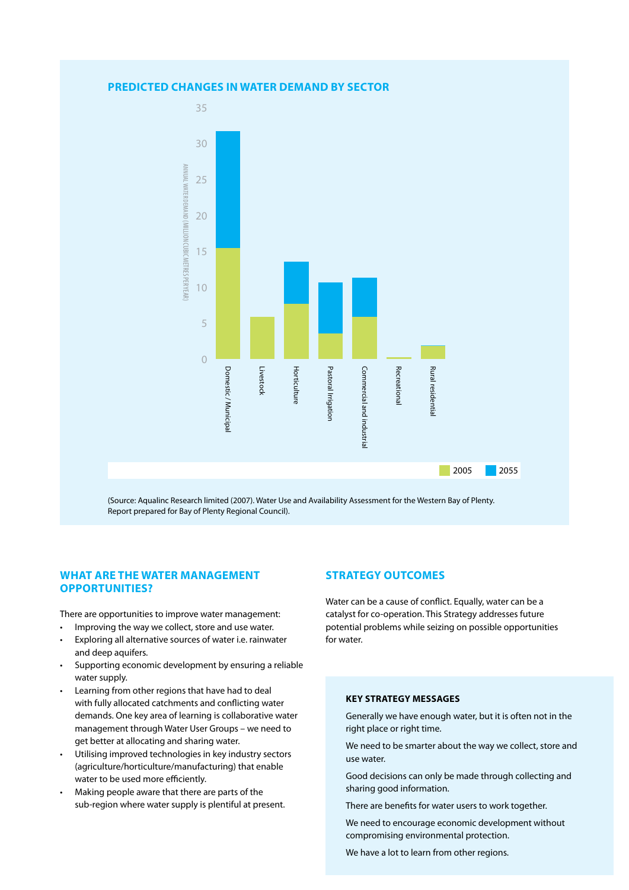## PREDICTED CHANGES IN WATER DEMAND BY SECTOR

(Source: Aqualinc Research limited (2007). Water Use and Availability Assessment for the Western Bay of Plenty. Report prepared for Bay of Plenty Regional Council).

## WHAT ARE THE WATER MANAGEMENT OPPORTUNITIES?

There are opportunities to improve water management:

- Improving the way we collect, store and use water.
- Exploring all alternative sources of water i.e. rainwater and deep aquifers.
- Supporting economic development by ensuring a reliable water supply.
- Learning from other regions that have had to deal with fully allocated catchments and conflicting water demands. One key area of learning is collaborative water management through Water User Groups – we need to get better at allocating and sharing water.
- Utilising improved technologies in key industry sectors (agriculture/horticulture/manufacturing) that enable water to be used more efficiently.
- Making people aware that there are parts of the sub-region where water supply is plentiful at present.

## STRATEGY OUTCOMES

Water can be a cause of conflict. Equally, water can be a catalyst for co-operation. This Strategy addresses future potential problems while seizing on possible opportunities for water.

### KEY STRATEGY MESSAGES

Generally we have enough water, but it is often not in the right place or right time.

We need to be smarter about the way we collect, store and use water.

Good decisions can only be made through collecting and sharing good information.

There are benefits for water users to work together.

We need to encourage economic development without compromising environmental protection.

We have a lot to learn from other regions.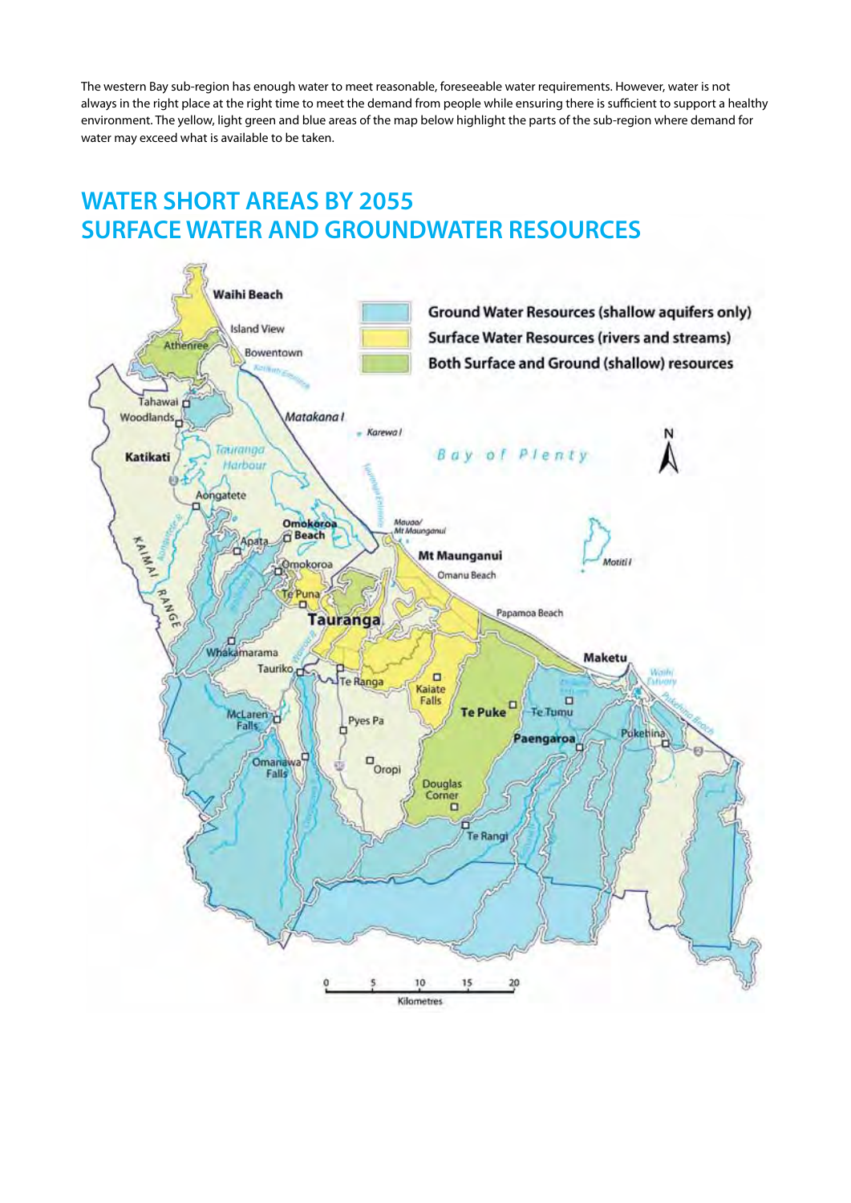The western Bay sub-region has enough water to meet reasonable, foreseeable water requirements. However, water is not always in the right place at the right time to meet the demand from people while ensuring there is sufficient to support a healthy environment. The yellow, light green and blue areas of the map below highlight the parts of the sub-region where demand for water may exceed what is available to be taken.

## WATER SHORT AREAS BY 2055
## SURFACE WATER AND GROUNDWATER RESOURCES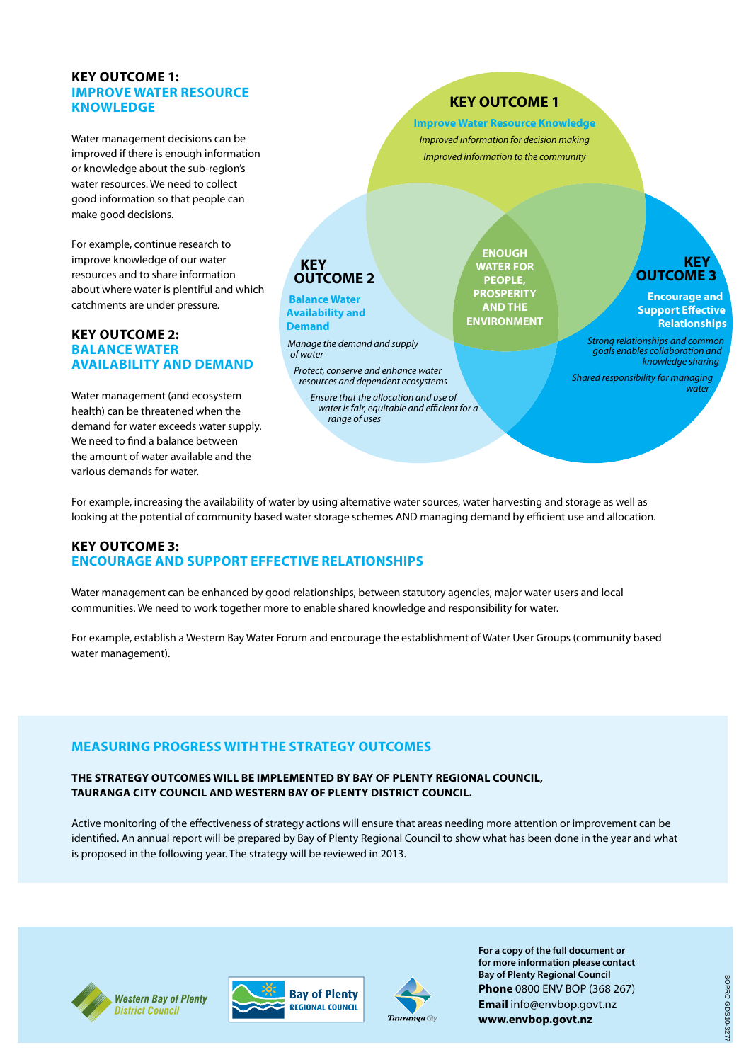### KEY OUTCOME 1:
### IMPROVE WATER RESOURCE KNOWLEDGE

Water management decisions can be improved if there is enough information or knowledge about the sub-region's water resources. We need to collect good information so that people can make good decisions.

For example, continue research to improve knowledge of our water resources and to share information about where water is plentiful and which catchments are under pressure.

### KEY OUTCOME 2:
### BALANCE WATER AVAILABILITY AND DEMAND

Water management (and ecosystem health) can be threatened when the demand for water exceeds water supply. We need to find a balance between the amount of water available and the various demands for water.

KEY OUTCOME 1

Improve Water Resource Knowledge

*Improved information for decision making*

*Improved information to the community*

KEY OUTCOME 2

Balance Water Availability and Demand

*Manage the demand and supply of water*

*Protect, conserve and enhance water resources and dependent ecosystems*

*Ensure that the allocation and use of water is fair, equitable and efficient for a range of uses*

ENOUGH WATER FOR PEOPLE, PROSPERITY AND THE ENVIRONMENT

KEY OUTCOME 3

Encourage and Support Effective Relationships

*Strong relationships and common goals enables collaboration and knowledge sharing*

*Shared responsibility for managing water*

For example, increasing the availability of water by using alternative water sources, water harvesting and storage as well as looking at the potential of community based water storage schemes AND managing demand by efficient use and allocation.

### KEY OUTCOME 3:
### ENCOURAGE AND SUPPORT EFFECTIVE RELATIONSHIPS

Water management can be enhanced by good relationships, between statutory agencies, major water users and local communities. We need to work together more to enable shared knowledge and responsibility for water.

For example, establish a Western Bay Water Forum and encourage the establishment of Water User Groups (community based water management).

## MEASURING PROGRESS WITH THE STRATEGY OUTCOMES

**THE STRATEGY OUTCOMES WILL BE IMPLEMENTED BY BAY OF PLENTY REGIONAL COUNCIL, TAURANGA CITY COUNCIL AND WESTERN BAY OF PLENTY DISTRICT COUNCIL.**

Active monitoring of the effectiveness of strategy actions will ensure that areas needing more attention or improvement can be identified. An annual report will be prepared by Bay of Plenty Regional Council to show what has been done in the year and what is proposed in the following year. The strategy will be reviewed in 2013.

Western Bay of Plenty District Council

Bay of Plenty REGIONAL COUNCIL

Tauranga City

**For a copy of the full document or for more information please contact Bay of Plenty Regional Council**

**Phone** 0800 ENV BOP (368 267)

**Email** info@envbop.govt.nz

**www.envbop.govt.nz**

BOPRC GDS10-3277